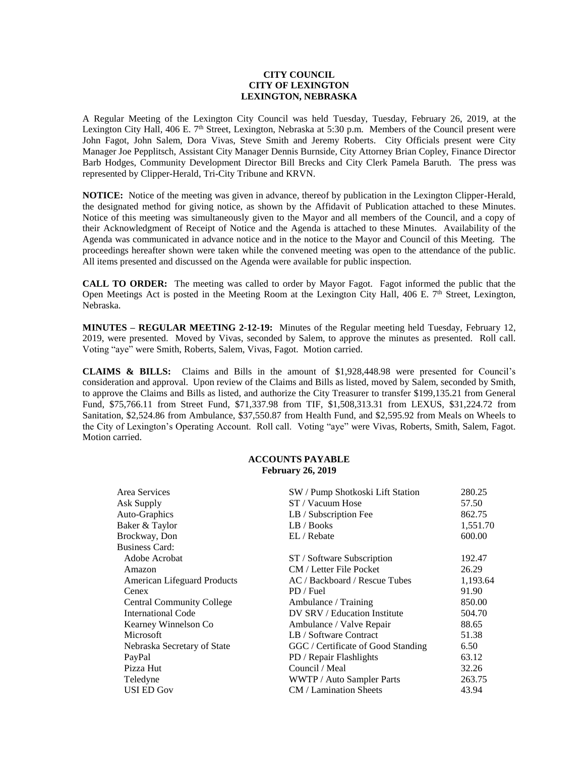**CITY COUNCIL**
**CITY OF LEXINGTON**
**LEXINGTON, NEBRASKA**

A Regular Meeting of the Lexington City Council was held Tuesday, Tuesday, February 26, 2019, at the Lexington City Hall, 406 E. 7th Street, Lexington, Nebraska at 5:30 p.m. Members of the Council present were John Fagot, John Salem, Dora Vivas, Steve Smith and Jeremy Roberts. City Officials present were City Manager Joe Pepplitsch, Assistant City Manager Dennis Burnside, City Attorney Brian Copley, Finance Director Barb Hodges, Community Development Director Bill Brecks and City Clerk Pamela Baruth. The press was represented by Clipper-Herald, Tri-City Tribune and KRVN.

**NOTICE:** Notice of the meeting was given in advance, thereof by publication in the Lexington Clipper-Herald, the designated method for giving notice, as shown by the Affidavit of Publication attached to these Minutes. Notice of this meeting was simultaneously given to the Mayor and all members of the Council, and a copy of their Acknowledgment of Receipt of Notice and the Agenda is attached to these Minutes. Availability of the Agenda was communicated in advance notice and in the notice to the Mayor and Council of this Meeting. The proceedings hereafter shown were taken while the convened meeting was open to the attendance of the public. All items presented and discussed on the Agenda were available for public inspection.

**CALL TO ORDER:** The meeting was called to order by Mayor Fagot. Fagot informed the public that the Open Meetings Act is posted in the Meeting Room at the Lexington City Hall, 406 E. 7th Street, Lexington, Nebraska.

**MINUTES – REGULAR MEETING 2-12-19:** Minutes of the Regular meeting held Tuesday, February 12, 2019, were presented. Moved by Vivas, seconded by Salem, to approve the minutes as presented. Roll call. Voting "aye" were Smith, Roberts, Salem, Vivas, Fagot. Motion carried.

**CLAIMS & BILLS:** Claims and Bills in the amount of $1,928,448.98 were presented for Council's consideration and approval. Upon review of the Claims and Bills as listed, moved by Salem, seconded by Smith, to approve the Claims and Bills as listed, and authorize the City Treasurer to transfer $199,135.21 from General Fund, $75,766.11 from Street Fund, $71,337.98 from TIF, $1,508,313.31 from LEXUS, $31,224.72 from Sanitation, $2,524.86 from Ambulance, $37,550.87 from Health Fund, and $2,595.92 from Meals on Wheels to the City of Lexington's Operating Account. Roll call. Voting "aye" were Vivas, Roberts, Smith, Salem, Fagot. Motion carried.

**ACCOUNTS PAYABLE**
**February 26, 2019**

| | | |
|---|---|---|
| Area Services | SW / Pump Shotkoski Lift Station | 280.25 |
| Ask Supply | ST / Vacuum Hose | 57.50 |
| Auto-Graphics | LB / Subscription Fee | 862.75 |
| Baker & Taylor | LB / Books | 1,551.70 |
| Brockway, Don | EL / Rebate | 600.00 |
| Business Card: | | |
| Adobe Acrobat | ST / Software Subscription | 192.47 |
| Amazon | CM / Letter File Pocket | 26.29 |
| American Lifeguard Products | AC / Backboard / Rescue Tubes | 1,193.64 |
| Cenex | PD / Fuel | 91.90 |
| Central Community College | Ambulance / Training | 850.00 |
| International Code | DV SRV / Education Institute | 504.70 |
| Kearney Winnelson Co | Ambulance / Valve Repair | 88.65 |
| Microsoft | LB / Software Contract | 51.38 |
| Nebraska Secretary of State | GGC / Certificate of Good Standing | 6.50 |
| PayPal | PD / Repair Flashlights | 63.12 |
| Pizza Hut | Council / Meal | 32.26 |
| Teledyne | WWTP / Auto Sampler Parts | 263.75 |
| USI ED Gov | CM / Lamination Sheets | 43.94 |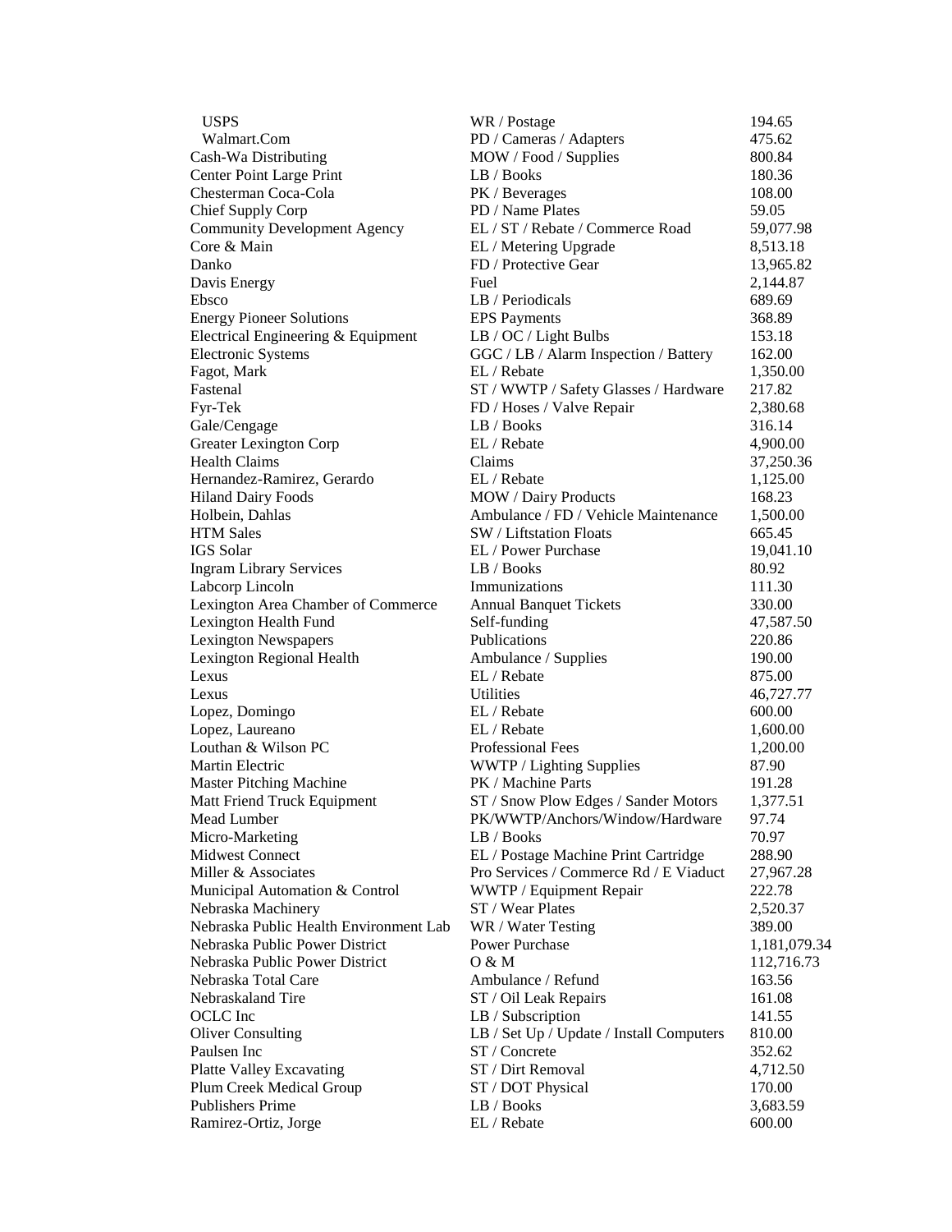| | | |
|---|---|---|
| USPS | WR / Postage | 194.65 |
| Walmart.Com | PD / Cameras / Adapters | 475.62 |
| Cash-Wa Distributing | MOW / Food / Supplies | 800.84 |
| Center Point Large Print | LB / Books | 180.36 |
| Chesterman Coca-Cola | PK / Beverages | 108.00 |
| Chief Supply Corp | PD / Name Plates | 59.05 |
| Community Development Agency | EL / ST / Rebate / Commerce Road | 59,077.98 |
| Core & Main | EL / Metering Upgrade | 8,513.18 |
| Danko | FD / Protective Gear | 13,965.82 |
| Davis Energy | Fuel | 2,144.87 |
| Ebsco | LB / Periodicals | 689.69 |
| Energy Pioneer Solutions | EPS Payments | 368.89 |
| Electrical Engineering & Equipment | LB / OC / Light Bulbs | 153.18 |
| Electronic Systems | GGC / LB / Alarm Inspection / Battery | 162.00 |
| Fagot, Mark | EL / Rebate | 1,350.00 |
| Fastenal | ST / WWTP / Safety Glasses / Hardware | 217.82 |
| Fyr-Tek | FD / Hoses / Valve Repair | 2,380.68 |
| Gale/Cengage | LB / Books | 316.14 |
| Greater Lexington Corp | EL / Rebate | 4,900.00 |
| Health Claims | Claims | 37,250.36 |
| Hernandez-Ramirez, Gerardo | EL / Rebate | 1,125.00 |
| Hiland Dairy Foods | MOW / Dairy Products | 168.23 |
| Holbein, Dahlas | Ambulance / FD / Vehicle Maintenance | 1,500.00 |
| HTM Sales | SW / Liftstation Floats | 665.45 |
| IGS Solar | EL / Power Purchase | 19,041.10 |
| Ingram Library Services | LB / Books | 80.92 |
| Labcorp Lincoln | Immunizations | 111.30 |
| Lexington Area Chamber of Commerce | Annual Banquet Tickets | 330.00 |
| Lexington Health Fund | Self-funding | 47,587.50 |
| Lexington Newspapers | Publications | 220.86 |
| Lexington Regional Health | Ambulance / Supplies | 190.00 |
| Lexus | EL / Rebate | 875.00 |
| Lexus | Utilities | 46,727.77 |
| Lopez, Domingo | EL / Rebate | 600.00 |
| Lopez, Laureano | EL / Rebate | 1,600.00 |
| Louthan & Wilson PC | Professional Fees | 1,200.00 |
| Martin Electric | WWTP / Lighting Supplies | 87.90 |
| Master Pitching Machine | PK / Machine Parts | 191.28 |
| Matt Friend Truck Equipment | ST / Snow Plow Edges / Sander Motors | 1,377.51 |
| Mead Lumber | PK/WWTP/Anchors/Window/Hardware | 97.74 |
| Micro-Marketing | LB / Books | 70.97 |
| Midwest Connect | EL / Postage Machine Print Cartridge | 288.90 |
| Miller & Associates | Pro Services / Commerce Rd / E Viaduct | 27,967.28 |
| Municipal Automation & Control | WWTP / Equipment Repair | 222.78 |
| Nebraska Machinery | ST / Wear Plates | 2,520.37 |
| Nebraska Public Health Environment Lab | WR / Water Testing | 389.00 |
| Nebraska Public Power District | Power Purchase | 1,181,079.34 |
| Nebraska Public Power District | O & M | 112,716.73 |
| Nebraska Total Care | Ambulance / Refund | 163.56 |
| Nebraskaland Tire | ST / Oil Leak Repairs | 161.08 |
| OCLC Inc | LB / Subscription | 141.55 |
| Oliver Consulting | LB / Set Up / Update / Install Computers | 810.00 |
| Paulsen Inc | ST / Concrete | 352.62 |
| Platte Valley Excavating | ST / Dirt Removal | 4,712.50 |
| Plum Creek Medical Group | ST / DOT Physical | 170.00 |
| Publishers Prime | LB / Books | 3,683.59 |
| Ramirez-Ortiz, Jorge | EL / Rebate | 600.00 |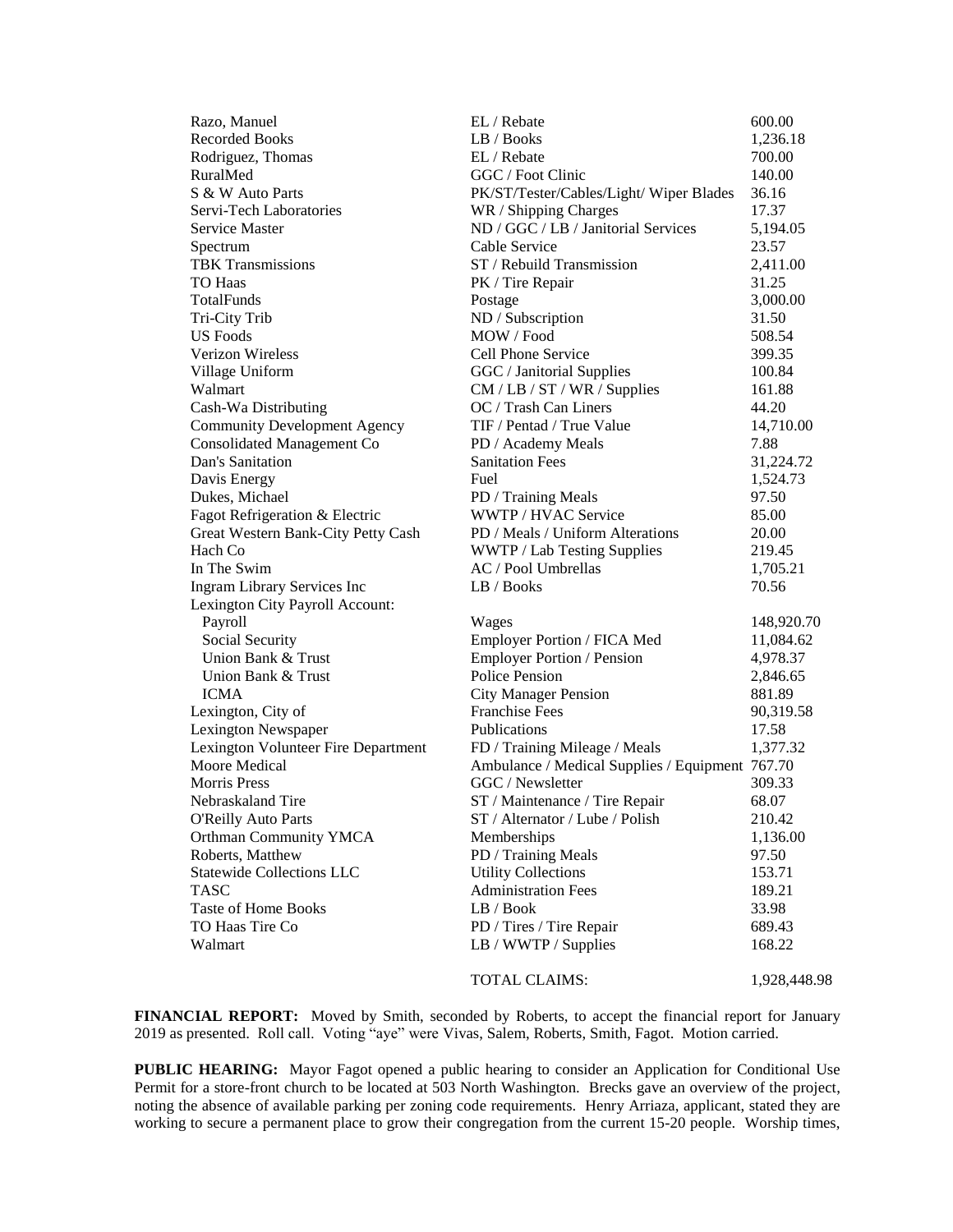| | | |
|---|---|---|
| Razo, Manuel | EL / Rebate | 600.00 |
| Recorded Books | LB / Books | 1,236.18 |
| Rodriguez, Thomas | EL / Rebate | 700.00 |
| RuralMed | GGC / Foot Clinic | 140.00 |
| S & W Auto Parts | PK/ST/Tester/Cables/Light/ Wiper Blades | 36.16 |
| Servi-Tech Laboratories | WR / Shipping Charges | 17.37 |
| Service Master | ND / GGC / LB / Janitorial Services | 5,194.05 |
| Spectrum | Cable Service | 23.57 |
| TBK Transmissions | ST / Rebuild Transmission | 2,411.00 |
| TO Haas | PK / Tire Repair | 31.25 |
| TotalFunds | Postage | 3,000.00 |
| Tri-City Trib | ND / Subscription | 31.50 |
| US Foods | MOW / Food | 508.54 |
| Verizon Wireless | Cell Phone Service | 399.35 |
| Village Uniform | GGC / Janitorial Supplies | 100.84 |
| Walmart | CM / LB / ST / WR / Supplies | 161.88 |
| Cash-Wa Distributing | OC / Trash Can Liners | 44.20 |
| Community Development Agency | TIF / Pentad / True Value | 14,710.00 |
| Consolidated Management Co | PD / Academy Meals | 7.88 |
| Dan's Sanitation | Sanitation Fees | 31,224.72 |
| Davis Energy | Fuel | 1,524.73 |
| Dukes, Michael | PD / Training Meals | 97.50 |
| Fagot Refrigeration & Electric | WWTP / HVAC Service | 85.00 |
| Great Western Bank-City Petty Cash | PD / Meals / Uniform Alterations | 20.00 |
| Hach Co | WWTP / Lab Testing Supplies | 219.45 |
| In The Swim | AC / Pool Umbrellas | 1,705.21 |
| Ingram Library Services Inc | LB / Books | 70.56 |
| Lexington City Payroll Account: | | |
| Payroll | Wages | 148,920.70 |
| Social Security | Employer Portion / FICA Med | 11,084.62 |
| Union Bank & Trust | Employer Portion / Pension | 4,978.37 |
| Union Bank & Trust | Police Pension | 2,846.65 |
| ICMA | City Manager Pension | 881.89 |
| Lexington, City of | Franchise Fees | 90,319.58 |
| Lexington Newspaper | Publications | 17.58 |
| Lexington Volunteer Fire Department | FD / Training Mileage / Meals | 1,377.32 |
| Moore Medical | Ambulance / Medical Supplies / Equipment | 767.70 |
| Morris Press | GGC / Newsletter | 309.33 |
| Nebraskaland Tire | ST / Maintenance / Tire Repair | 68.07 |
| O'Reilly Auto Parts | ST / Alternator / Lube / Polish | 210.42 |
| Orthman Community YMCA | Memberships | 1,136.00 |
| Roberts, Matthew | PD / Training Meals | 97.50 |
| Statewide Collections LLC | Utility Collections | 153.71 |
| TASC | Administration Fees | 189.21 |
| Taste of Home Books | LB / Book | 33.98 |
| TO Haas Tire Co | PD / Tires / Tire Repair | 689.43 |
| Walmart | LB / WWTP / Supplies | 168.22 |
| | TOTAL CLAIMS: | 1,928,448.98 |

**FINANCIAL REPORT:** Moved by Smith, seconded by Roberts, to accept the financial report for January 2019 as presented. Roll call. Voting "aye" were Vivas, Salem, Roberts, Smith, Fagot. Motion carried.

**PUBLIC HEARING:** Mayor Fagot opened a public hearing to consider an Application for Conditional Use Permit for a store-front church to be located at 503 North Washington. Brecks gave an overview of the project, noting the absence of available parking per zoning code requirements. Henry Arriaza, applicant, stated they are working to secure a permanent place to grow their congregation from the current 15-20 people. Worship times,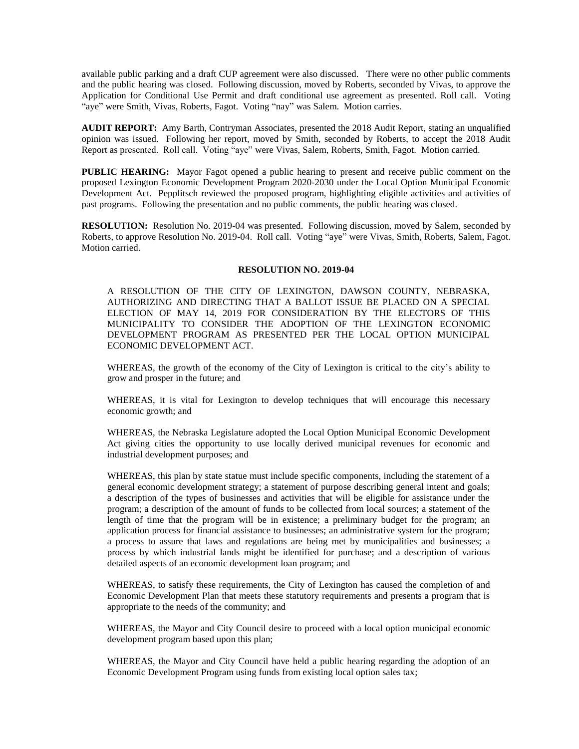available public parking and a draft CUP agreement were also discussed. There were no other public comments and the public hearing was closed. Following discussion, moved by Roberts, seconded by Vivas, to approve the Application for Conditional Use Permit and draft conditional use agreement as presented. Roll call. Voting "aye" were Smith, Vivas, Roberts, Fagot. Voting "nay" was Salem. Motion carries.

**AUDIT REPORT:** Amy Barth, Contryman Associates, presented the 2018 Audit Report, stating an unqualified opinion was issued. Following her report, moved by Smith, seconded by Roberts, to accept the 2018 Audit Report as presented. Roll call. Voting "aye" were Vivas, Salem, Roberts, Smith, Fagot. Motion carried.

**PUBLIC HEARING:** Mayor Fagot opened a public hearing to present and receive public comment on the proposed Lexington Economic Development Program 2020-2030 under the Local Option Municipal Economic Development Act. Pepplitsch reviewed the proposed program, highlighting eligible activities and activities of past programs. Following the presentation and no public comments, the public hearing was closed.

**RESOLUTION:** Resolution No. 2019-04 was presented. Following discussion, moved by Salem, seconded by Roberts, to approve Resolution No. 2019-04. Roll call. Voting "aye" were Vivas, Smith, Roberts, Salem, Fagot. Motion carried.

**RESOLUTION NO. 2019-04**

A RESOLUTION OF THE CITY OF LEXINGTON, DAWSON COUNTY, NEBRASKA, AUTHORIZING AND DIRECTING THAT A BALLOT ISSUE BE PLACED ON A SPECIAL ELECTION OF MAY 14, 2019 FOR CONSIDERATION BY THE ELECTORS OF THIS MUNICIPALITY TO CONSIDER THE ADOPTION OF THE LEXINGTON ECONOMIC DEVELOPMENT PROGRAM AS PRESENTED PER THE LOCAL OPTION MUNICIPAL ECONOMIC DEVELOPMENT ACT.

WHEREAS, the growth of the economy of the City of Lexington is critical to the city's ability to grow and prosper in the future; and

WHEREAS, it is vital for Lexington to develop techniques that will encourage this necessary economic growth; and

WHEREAS, the Nebraska Legislature adopted the Local Option Municipal Economic Development Act giving cities the opportunity to use locally derived municipal revenues for economic and industrial development purposes; and

WHEREAS, this plan by state statue must include specific components, including the statement of a general economic development strategy; a statement of purpose describing general intent and goals; a description of the types of businesses and activities that will be eligible for assistance under the program; a description of the amount of funds to be collected from local sources; a statement of the length of time that the program will be in existence; a preliminary budget for the program; an application process for financial assistance to businesses; an administrative system for the program; a process to assure that laws and regulations are being met by municipalities and businesses; a process by which industrial lands might be identified for purchase; and a description of various detailed aspects of an economic development loan program; and

WHEREAS, to satisfy these requirements, the City of Lexington has caused the completion of and Economic Development Plan that meets these statutory requirements and presents a program that is appropriate to the needs of the community; and

WHEREAS, the Mayor and City Council desire to proceed with a local option municipal economic development program based upon this plan;

WHEREAS, the Mayor and City Council have held a public hearing regarding the adoption of an Economic Development Program using funds from existing local option sales tax;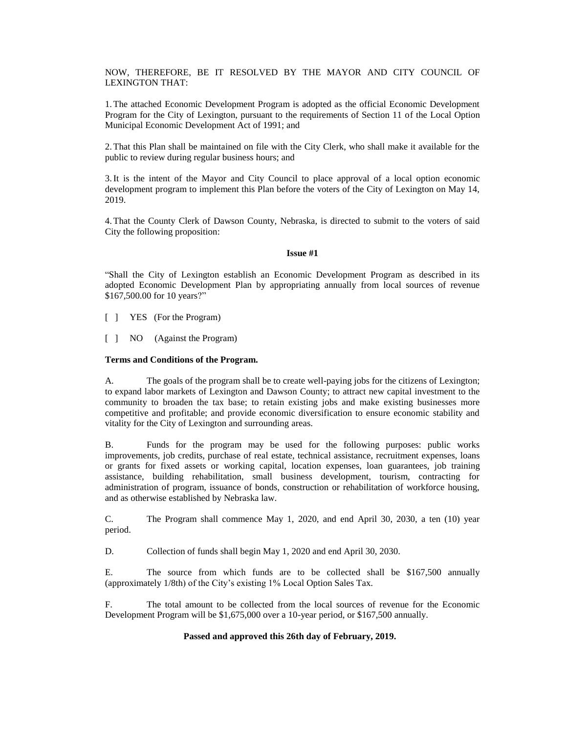NOW, THEREFORE, BE IT RESOLVED BY THE MAYOR AND CITY COUNCIL OF LEXINGTON THAT:

1. The attached Economic Development Program is adopted as the official Economic Development Program for the City of Lexington, pursuant to the requirements of Section 11 of the Local Option Municipal Economic Development Act of 1991; and

2. That this Plan shall be maintained on file with the City Clerk, who shall make it available for the public to review during regular business hours; and

3. It is the intent of the Mayor and City Council to place approval of a local option economic development program to implement this Plan before the voters of the City of Lexington on May 14, 2019.

4. That the County Clerk of Dawson County, Nebraska, is directed to submit to the voters of said City the following proposition:

**Issue #1**

"Shall the City of Lexington establish an Economic Development Program as described in its adopted Economic Development Plan by appropriating annually from local sources of revenue $167,500.00 for 10 years?"

[ ] YES (For the Program)

[ ] NO (Against the Program)

**Terms and Conditions of the Program.**

A. The goals of the program shall be to create well-paying jobs for the citizens of Lexington; to expand labor markets of Lexington and Dawson County; to attract new capital investment to the community to broaden the tax base; to retain existing jobs and make existing businesses more competitive and profitable; and provide economic diversification to ensure economic stability and vitality for the City of Lexington and surrounding areas.

B. Funds for the program may be used for the following purposes: public works improvements, job credits, purchase of real estate, technical assistance, recruitment expenses, loans or grants for fixed assets or working capital, location expenses, loan guarantees, job training assistance, building rehabilitation, small business development, tourism, contracting for administration of program, issuance of bonds, construction or rehabilitation of workforce housing, and as otherwise established by Nebraska law.

C. The Program shall commence May 1, 2020, and end April 30, 2030, a ten (10) year period.

D. Collection of funds shall begin May 1, 2020 and end April 30, 2030.

E. The source from which funds are to be collected shall be $167,500 annually (approximately 1/8th) of the City's existing 1% Local Option Sales Tax.

F. The total amount to be collected from the local sources of revenue for the Economic Development Program will be $1,675,000 over a 10-year period, or $167,500 annually.

**Passed and approved this 26th day of February, 2019.**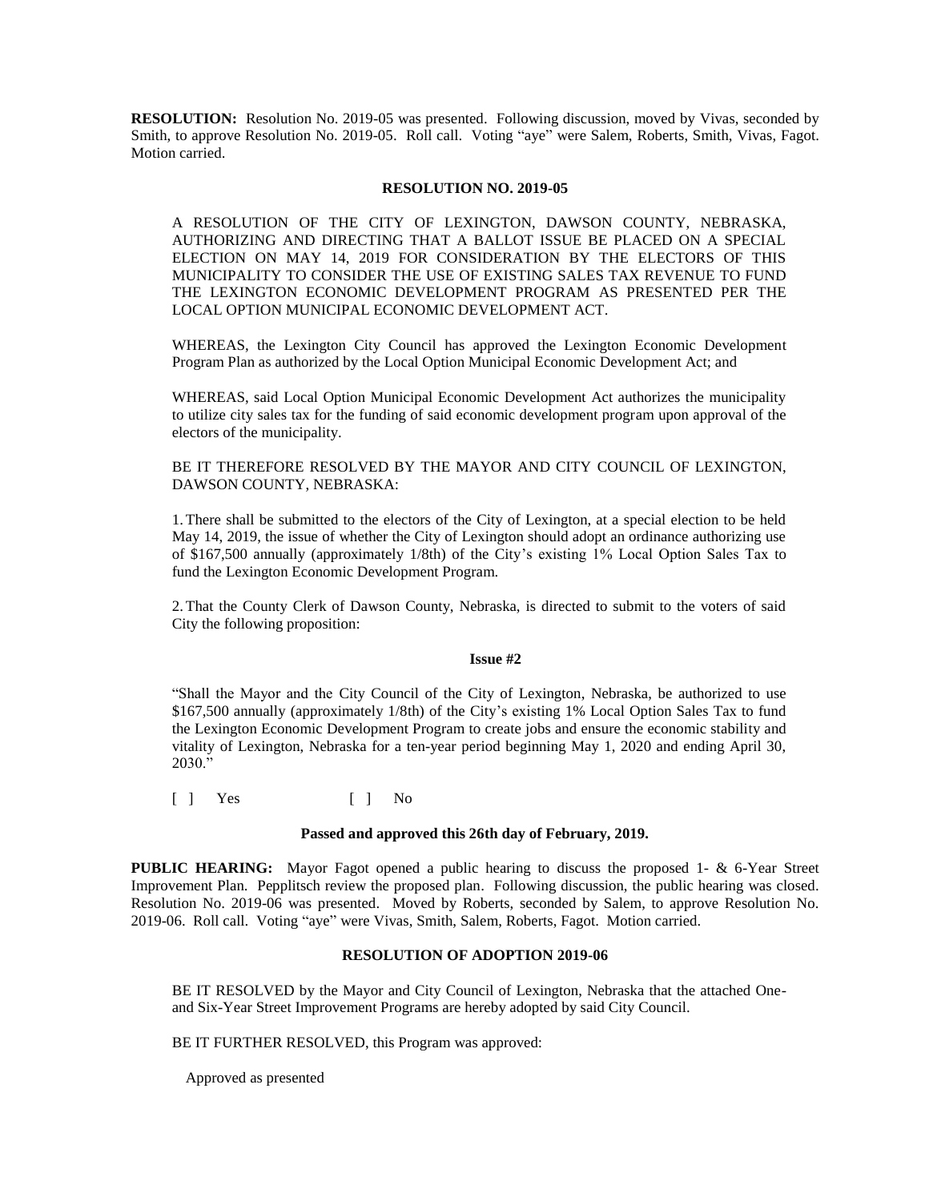**RESOLUTION:** Resolution No. 2019-05 was presented. Following discussion, moved by Vivas, seconded by Smith, to approve Resolution No. 2019-05. Roll call. Voting "aye" were Salem, Roberts, Smith, Vivas, Fagot. Motion carried.

**RESOLUTION NO. 2019-05**

A RESOLUTION OF THE CITY OF LEXINGTON, DAWSON COUNTY, NEBRASKA, AUTHORIZING AND DIRECTING THAT A BALLOT ISSUE BE PLACED ON A SPECIAL ELECTION ON MAY 14, 2019 FOR CONSIDERATION BY THE ELECTORS OF THIS MUNICIPALITY TO CONSIDER THE USE OF EXISTING SALES TAX REVENUE TO FUND THE LEXINGTON ECONOMIC DEVELOPMENT PROGRAM AS PRESENTED PER THE LOCAL OPTION MUNICIPAL ECONOMIC DEVELOPMENT ACT.

WHEREAS, the Lexington City Council has approved the Lexington Economic Development Program Plan as authorized by the Local Option Municipal Economic Development Act; and

WHEREAS, said Local Option Municipal Economic Development Act authorizes the municipality to utilize city sales tax for the funding of said economic development program upon approval of the electors of the municipality.

BE IT THEREFORE RESOLVED BY THE MAYOR AND CITY COUNCIL OF LEXINGTON, DAWSON COUNTY, NEBRASKA:

1. There shall be submitted to the electors of the City of Lexington, at a special election to be held May 14, 2019, the issue of whether the City of Lexington should adopt an ordinance authorizing use of $167,500 annually (approximately 1/8th) of the City's existing 1% Local Option Sales Tax to fund the Lexington Economic Development Program.

2. That the County Clerk of Dawson County, Nebraska, is directed to submit to the voters of said City the following proposition:

**Issue #2**

"Shall the Mayor and the City Council of the City of Lexington, Nebraska, be authorized to use $167,500 annually (approximately 1/8th) of the City's existing 1% Local Option Sales Tax to fund the Lexington Economic Development Program to create jobs and ensure the economic stability and vitality of Lexington, Nebraska for a ten-year period beginning May 1, 2020 and ending April 30, 2030."

[ ] Yes [ ] No

**Passed and approved this 26th day of February, 2019.**

**PUBLIC HEARING:** Mayor Fagot opened a public hearing to discuss the proposed 1- & 6-Year Street Improvement Plan. Pepplitsch review the proposed plan. Following discussion, the public hearing was closed. Resolution No. 2019-06 was presented. Moved by Roberts, seconded by Salem, to approve Resolution No. 2019-06. Roll call. Voting "aye" were Vivas, Smith, Salem, Roberts, Fagot. Motion carried.

**RESOLUTION OF ADOPTION 2019-06**

BE IT RESOLVED by the Mayor and City Council of Lexington, Nebraska that the attached One- and Six-Year Street Improvement Programs are hereby adopted by said City Council.

BE IT FURTHER RESOLVED, this Program was approved:

Approved as presented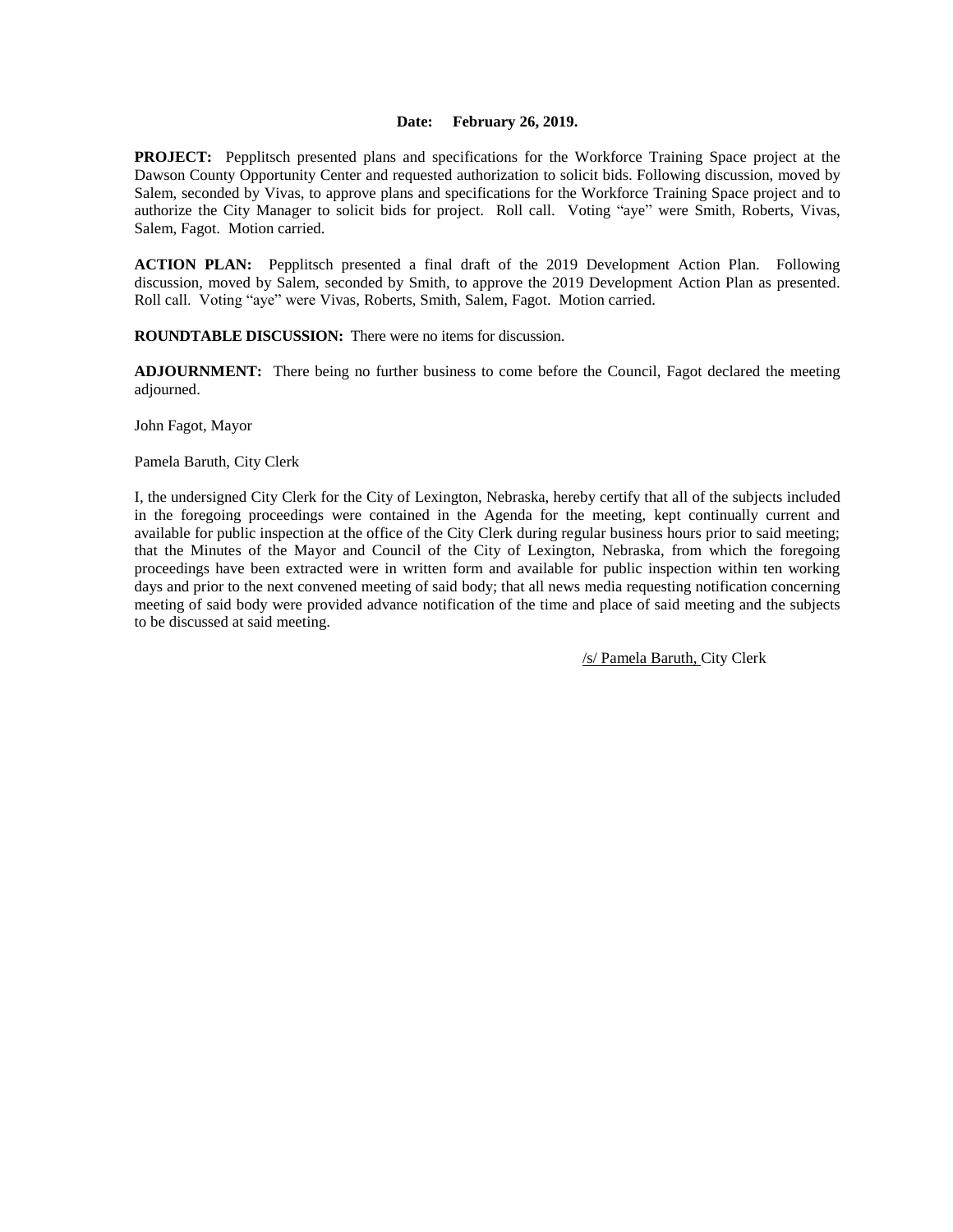**Date: February 26, 2019.**

**PROJECT:** Pepplitsch presented plans and specifications for the Workforce Training Space project at the Dawson County Opportunity Center and requested authorization to solicit bids. Following discussion, moved by Salem, seconded by Vivas, to approve plans and specifications for the Workforce Training Space project and to authorize the City Manager to solicit bids for project. Roll call. Voting "aye" were Smith, Roberts, Vivas, Salem, Fagot. Motion carried.

**ACTION PLAN:** Pepplitsch presented a final draft of the 2019 Development Action Plan. Following discussion, moved by Salem, seconded by Smith, to approve the 2019 Development Action Plan as presented. Roll call. Voting "aye" were Vivas, Roberts, Smith, Salem, Fagot. Motion carried.

**ROUNDTABLE DISCUSSION:** There were no items for discussion.

**ADJOURNMENT:** There being no further business to come before the Council, Fagot declared the meeting adjourned.

John Fagot, Mayor

Pamela Baruth, City Clerk

I, the undersigned City Clerk for the City of Lexington, Nebraska, hereby certify that all of the subjects included in the foregoing proceedings were contained in the Agenda for the meeting, kept continually current and available for public inspection at the office of the City Clerk during regular business hours prior to said meeting; that the Minutes of the Mayor and Council of the City of Lexington, Nebraska, from which the foregoing proceedings have been extracted were in written form and available for public inspection within ten working days and prior to the next convened meeting of said body; that all news media requesting notification concerning meeting of said body were provided advance notification of the time and place of said meeting and the subjects to be discussed at said meeting.

/s/ Pamela Baruth, City Clerk